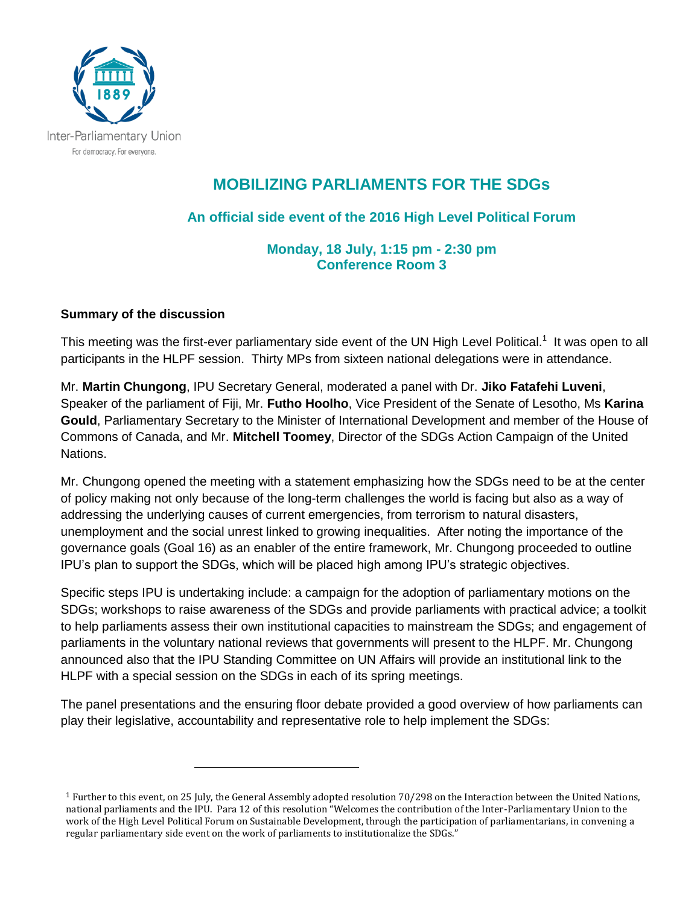Inter-Parliamentary Union
For democracy. For everyone.

# MOBILIZING PARLIAMENTS FOR THE SDGs

## An official side event of the 2016 High Level Political Forum

### Monday, 18 July, 1:15 pm - 2:30 pm
### Conference Room 3

**Summary of the discussion**

This meeting was the first-ever parliamentary side event of the UN High Level Political.[1] It was open to all participants in the HLPF session. Thirty MPs from sixteen national delegations were in attendance.

Mr. **Martin Chungong**, IPU Secretary General, moderated a panel with Dr. **Jiko Fatafehi Luveni**, Speaker of the parliament of Fiji, Mr. **Futho Hoolho**, Vice President of the Senate of Lesotho, Ms **Karina Gould**, Parliamentary Secretary to the Minister of International Development and member of the House of Commons of Canada, and Mr. **Mitchell Toomey**, Director of the SDGs Action Campaign of the United Nations.

Mr. Chungong opened the meeting with a statement emphasizing how the SDGs need to be at the center of policy making not only because of the long-term challenges the world is facing but also as a way of addressing the underlying causes of current emergencies, from terrorism to natural disasters, unemployment and the social unrest linked to growing inequalities. After noting the importance of the governance goals (Goal 16) as an enabler of the entire framework, Mr. Chungong proceeded to outline IPU's plan to support the SDGs, which will be placed high among IPU's strategic objectives.

Specific steps IPU is undertaking include: a campaign for the adoption of parliamentary motions on the SDGs; workshops to raise awareness of the SDGs and provide parliaments with practical advice; a toolkit to help parliaments assess their own institutional capacities to mainstream the SDGs; and engagement of parliaments in the voluntary national reviews that governments will present to the HLPF. Mr. Chungong announced also that the IPU Standing Committee on UN Affairs will provide an institutional link to the HLPF with a special session on the SDGs in each of its spring meetings.

The panel presentations and the ensuring floor debate provided a good overview of how parliaments can play their legislative, accountability and representative role to help implement the SDGs:

---

[1] Further to this event, on 25 July, the General Assembly adopted resolution 70/298 on the Interaction between the United Nations, national parliaments and the IPU. Para 12 of this resolution "Welcomes the contribution of the Inter-Parliamentary Union to the work of the High Level Political Forum on Sustainable Development, through the participation of parliamentarians, in convening a regular parliamentary side event on the work of parliaments to institutionalize the SDGs."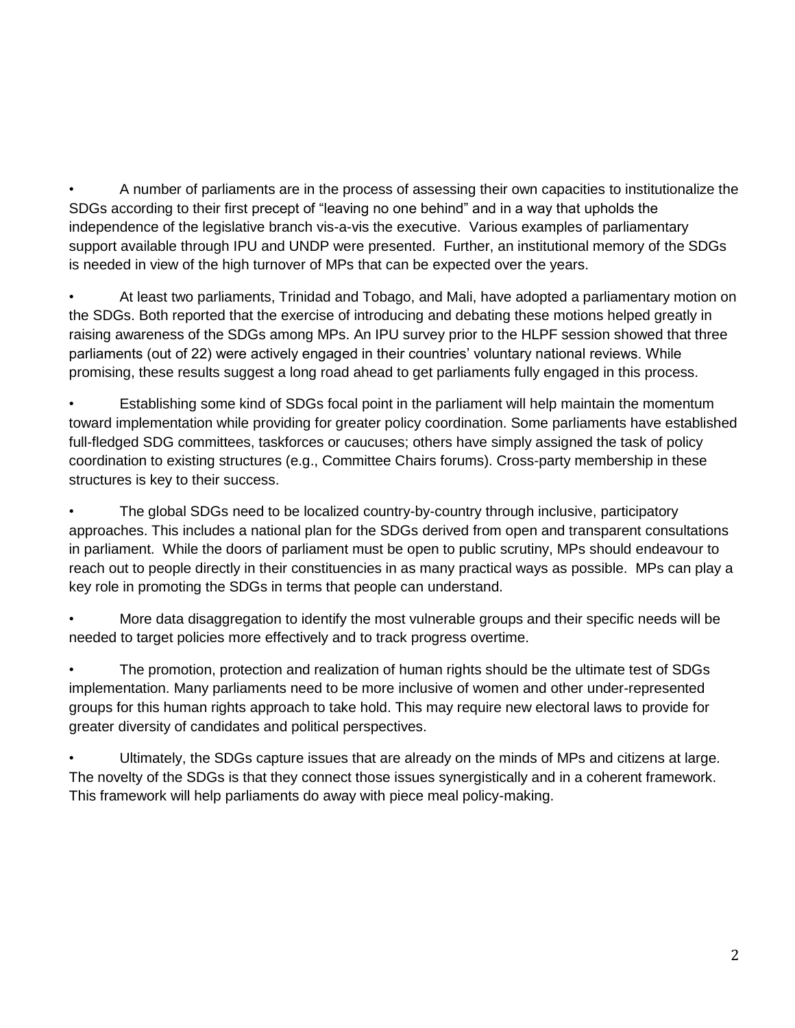- A number of parliaments are in the process of assessing their own capacities to institutionalize the SDGs according to their first precept of "leaving no one behind" and in a way that upholds the independence of the legislative branch vis-a-vis the executive. Various examples of parliamentary support available through IPU and UNDP were presented. Further, an institutional memory of the SDGs is needed in view of the high turnover of MPs that can be expected over the years.

- At least two parliaments, Trinidad and Tobago, and Mali, have adopted a parliamentary motion on the SDGs. Both reported that the exercise of introducing and debating these motions helped greatly in raising awareness of the SDGs among MPs. An IPU survey prior to the HLPF session showed that three parliaments (out of 22) were actively engaged in their countries' voluntary national reviews. While promising, these results suggest a long road ahead to get parliaments fully engaged in this process.

- Establishing some kind of SDGs focal point in the parliament will help maintain the momentum toward implementation while providing for greater policy coordination. Some parliaments have established full-fledged SDG committees, taskforces or caucuses; others have simply assigned the task of policy coordination to existing structures (e.g., Committee Chairs forums). Cross-party membership in these structures is key to their success.

- The global SDGs need to be localized country-by-country through inclusive, participatory approaches. This includes a national plan for the SDGs derived from open and transparent consultations in parliament. While the doors of parliament must be open to public scrutiny, MPs should endeavour to reach out to people directly in their constituencies in as many practical ways as possible. MPs can play a key role in promoting the SDGs in terms that people can understand.

- More data disaggregation to identify the most vulnerable groups and their specific needs will be needed to target policies more effectively and to track progress overtime.

- The promotion, protection and realization of human rights should be the ultimate test of SDGs implementation. Many parliaments need to be more inclusive of women and other under-represented groups for this human rights approach to take hold. This may require new electoral laws to provide for greater diversity of candidates and political perspectives.

- Ultimately, the SDGs capture issues that are already on the minds of MPs and citizens at large. The novelty of the SDGs is that they connect those issues synergistically and in a coherent framework. This framework will help parliaments do away with piece meal policy-making.